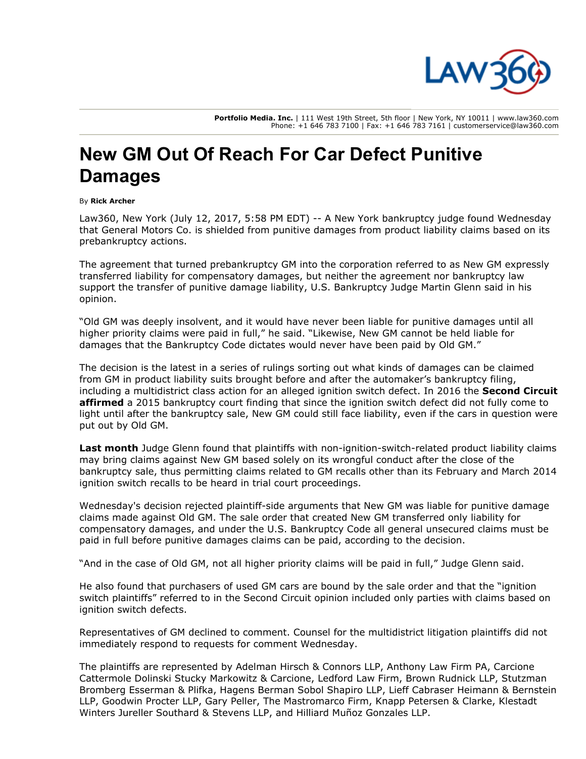Portfolio Media. Inc. | 111 West 19th Street, 5th floor | New York, NY 10011 | www.law360.com
Phone: +1 646 783 7100 | Fax: +1 646 783 7161 | customerservice@law360.com

# New GM Out Of Reach For Car Defect Punitive Damages

By **Rick Archer**

Law360, New York (July 12, 2017, 5:58 PM EDT) -- A New York bankruptcy judge found Wednesday that General Motors Co. is shielded from punitive damages from product liability claims based on its prebankruptcy actions.

The agreement that turned prebankruptcy GM into the corporation referred to as New GM expressly transferred liability for compensatory damages, but neither the agreement nor bankruptcy law support the transfer of punitive damage liability, U.S. Bankruptcy Judge Martin Glenn said in his opinion.

"Old GM was deeply insolvent, and it would have never been liable for punitive damages until all higher priority claims were paid in full," he said. "Likewise, New GM cannot be held liable for damages that the Bankruptcy Code dictates would never have been paid by Old GM."

The decision is the latest in a series of rulings sorting out what kinds of damages can be claimed from GM in product liability suits brought before and after the automaker's bankruptcy filing, including a multidistrict class action for an alleged ignition switch defect. In 2016 the **Second Circuit affirmed** a 2015 bankruptcy court finding that since the ignition switch defect did not fully come to light until after the bankruptcy sale, New GM could still face liability, even if the cars in question were put out by Old GM.

**Last month** Judge Glenn found that plaintiffs with non-ignition-switch-related product liability claims may bring claims against New GM based solely on its wrongful conduct after the close of the bankruptcy sale, thus permitting claims related to GM recalls other than its February and March 2014 ignition switch recalls to be heard in trial court proceedings.

Wednesday's decision rejected plaintiff-side arguments that New GM was liable for punitive damage claims made against Old GM. The sale order that created New GM transferred only liability for compensatory damages, and under the U.S. Bankruptcy Code all general unsecured claims must be paid in full before punitive damages claims can be paid, according to the decision.

"And in the case of Old GM, not all higher priority claims will be paid in full," Judge Glenn said.

He also found that purchasers of used GM cars are bound by the sale order and that the "ignition switch plaintiffs" referred to in the Second Circuit opinion included only parties with claims based on ignition switch defects.

Representatives of GM declined to comment. Counsel for the multidistrict litigation plaintiffs did not immediately respond to requests for comment Wednesday.

The plaintiffs are represented by Adelman Hirsch & Connors LLP, Anthony Law Firm PA, Carcione Cattermole Dolinski Stucky Markowitz & Carcione, Ledford Law Firm, Brown Rudnick LLP, Stutzman Bromberg Esserman & Plifka, Hagens Berman Sobol Shapiro LLP, Lieff Cabraser Heimann & Bernstein LLP, Goodwin Procter LLP, Gary Peller, The Mastromarco Firm, Knapp Petersen & Clarke, Klestadt Winters Jureller Southard & Stevens LLP, and Hilliard Muñoz Gonzales LLP.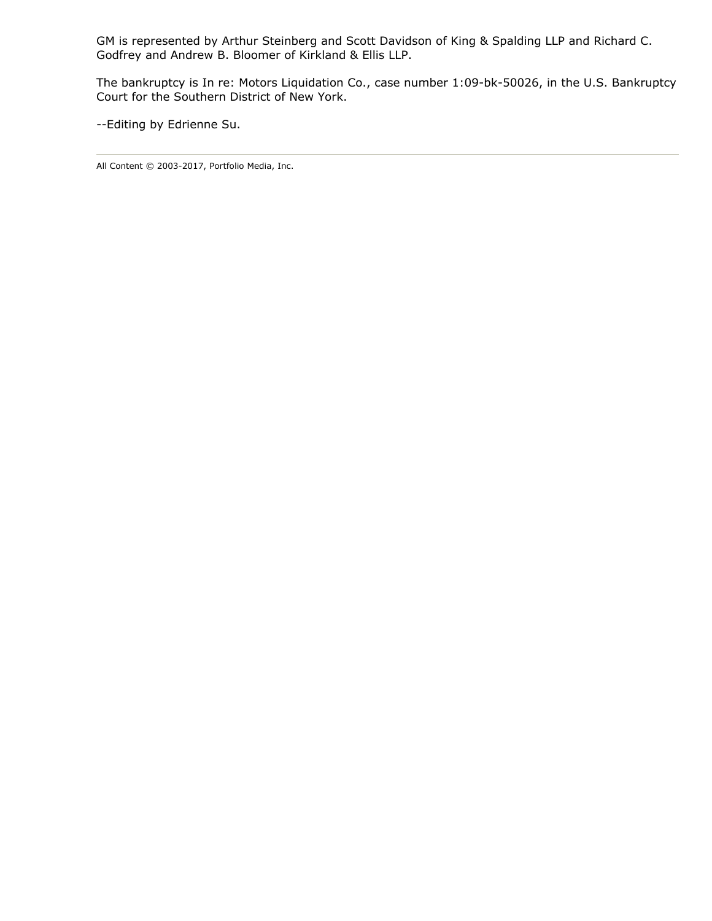GM is represented by Arthur Steinberg and Scott Davidson of King & Spalding LLP and Richard C. Godfrey and Andrew B. Bloomer of Kirkland & Ellis LLP.

The bankruptcy is In re: Motors Liquidation Co., case number 1:09-bk-50026, in the U.S. Bankruptcy Court for the Southern District of New York.

--Editing by Edrienne Su.

All Content © 2003-2017, Portfolio Media, Inc.